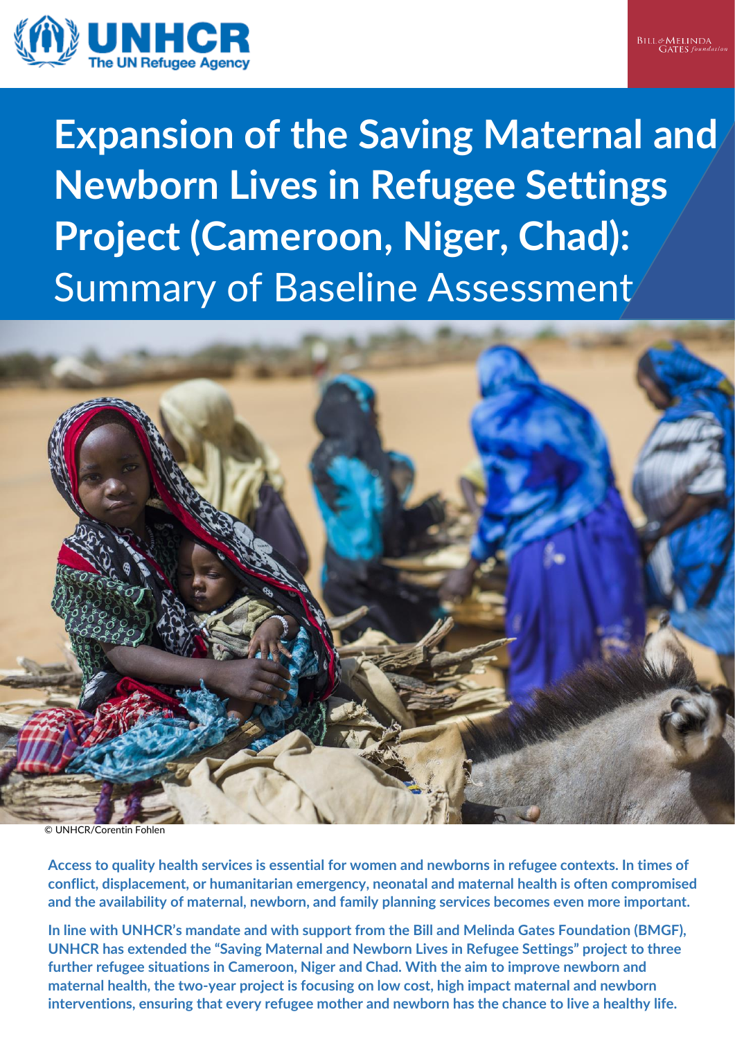# Expansion of the Saving Maternal and Newborn Lives in Refugee Settings Project (Cameroon, Niger, Chad): Summary of Baseline Assessment

© UNHCR/Corentin Fohlen

**Access to quality health services is essential for women and newborns in refugee contexts. In times of conflict, displacement, or humanitarian emergency, neonatal and maternal health is often compromised and the availability of maternal, newborn, and family planning services becomes even more important.**

**In line with UNHCR's mandate and with support from the Bill and Melinda Gates Foundation (BMGF), UNHCR has extended the "Saving Maternal and Newborn Lives in Refugee Settings" project to three further refugee situations in Cameroon, Niger and Chad. With the aim to improve newborn and maternal health, the two-year project is focusing on low cost, high impact maternal and newborn interventions, ensuring that every refugee mother and newborn has the chance to live a healthy life.**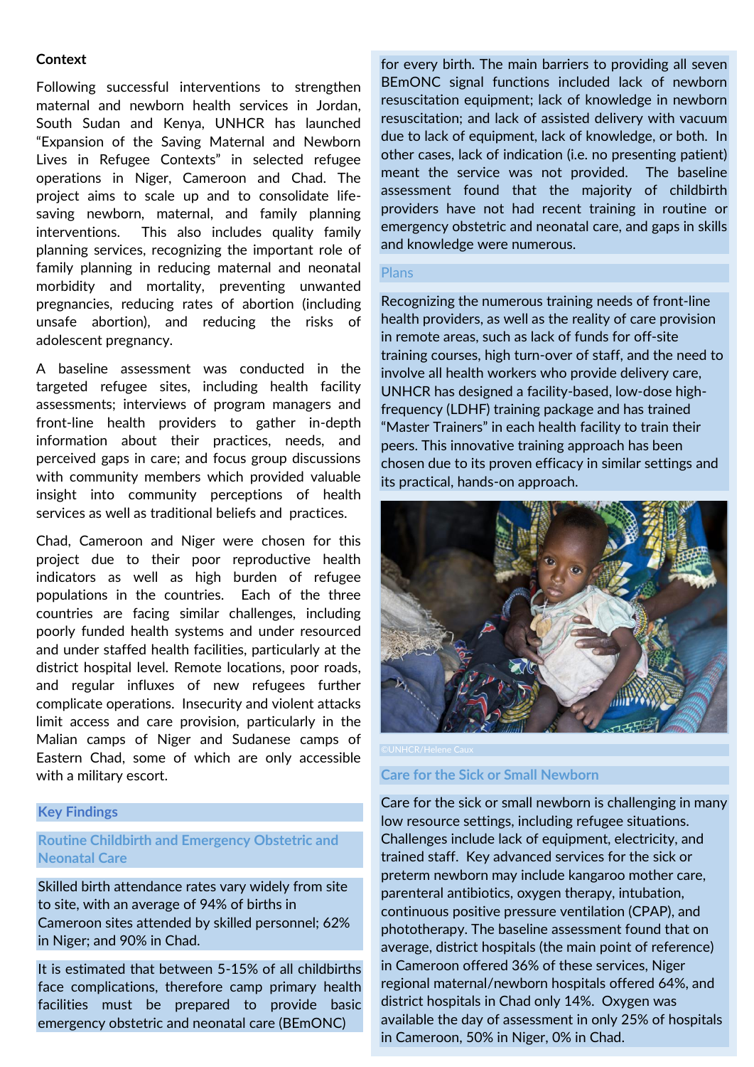## Context

Following successful interventions to strengthen maternal and newborn health services in Jordan, South Sudan and Kenya, UNHCR has launched "Expansion of the Saving Maternal and Newborn Lives in Refugee Contexts" in selected refugee operations in Niger, Cameroon and Chad. The project aims to scale up and to consolidate life-saving newborn, maternal, and family planning interventions. This also includes quality family planning services, recognizing the important role of family planning in reducing maternal and neonatal morbidity and mortality, preventing unwanted pregnancies, reducing rates of abortion (including unsafe abortion), and reducing the risks of adolescent pregnancy.

A baseline assessment was conducted in the targeted refugee sites, including health facility assessments; interviews of program managers and front-line health providers to gather in-depth information about their practices, needs, and perceived gaps in care; and focus group discussions with community members which provided valuable insight into community perceptions of health services as well as traditional beliefs and practices.

Chad, Cameroon and Niger were chosen for this project due to their poor reproductive health indicators as well as high burden of refugee populations in the countries. Each of the three countries are facing similar challenges, including poorly funded health systems and under resourced and under staffed health facilities, particularly at the district hospital level. Remote locations, poor roads, and regular influxes of new refugees further complicate operations. Insecurity and violent attacks limit access and care provision, particularly in the Malian camps of Niger and Sudanese camps of Eastern Chad, some of which are only accessible with a military escort.

## Key Findings

### Routine Childbirth and Emergency Obstetric and Neonatal Care

Skilled birth attendance rates vary widely from site to site, with an average of 94% of births in Cameroon sites attended by skilled personnel; 62% in Niger; and 90% in Chad.

It is estimated that between 5-15% of all childbirths face complications, therefore camp primary health facilities must be prepared to provide basic emergency obstetric and neonatal care (BEmONC) for every birth. The main barriers to providing all seven BEmONC signal functions included lack of newborn resuscitation equipment; lack of knowledge in newborn resuscitation; and lack of assisted delivery with vacuum due to lack of equipment, lack of knowledge, or both. In other cases, lack of indication (i.e. no presenting patient) meant the service was not provided. The baseline assessment found that the majority of childbirth providers have not had recent training in routine or emergency obstetric and neonatal care, and gaps in skills and knowledge were numerous.

### Plans

Recognizing the numerous training needs of front-line health providers, as well as the reality of care provision in remote areas, such as lack of funds for off-site training courses, high turn-over of staff, and the need to involve all health workers who provide delivery care, UNHCR has designed a facility-based, low-dose high-frequency (LDHF) training package and has trained "Master Trainers" in each health facility to train their peers. This innovative training approach has been chosen due to its proven efficacy in similar settings and its practical, hands-on approach.

©UNHCR/Helene Caux

### Care for the Sick or Small Newborn

Care for the sick or small newborn is challenging in many low resource settings, including refugee situations. Challenges include lack of equipment, electricity, and trained staff. Key advanced services for the sick or preterm newborn may include kangaroo mother care, parenteral antibiotics, oxygen therapy, intubation, continuous positive pressure ventilation (CPAP), and phototherapy. The baseline assessment found that on average, district hospitals (the main point of reference) in Cameroon offered 36% of these services, Niger regional maternal/newborn hospitals offered 64%, and district hospitals in Chad only 14%. Oxygen was available the day of assessment in only 25% of hospitals in Cameroon, 50% in Niger, 0% in Chad.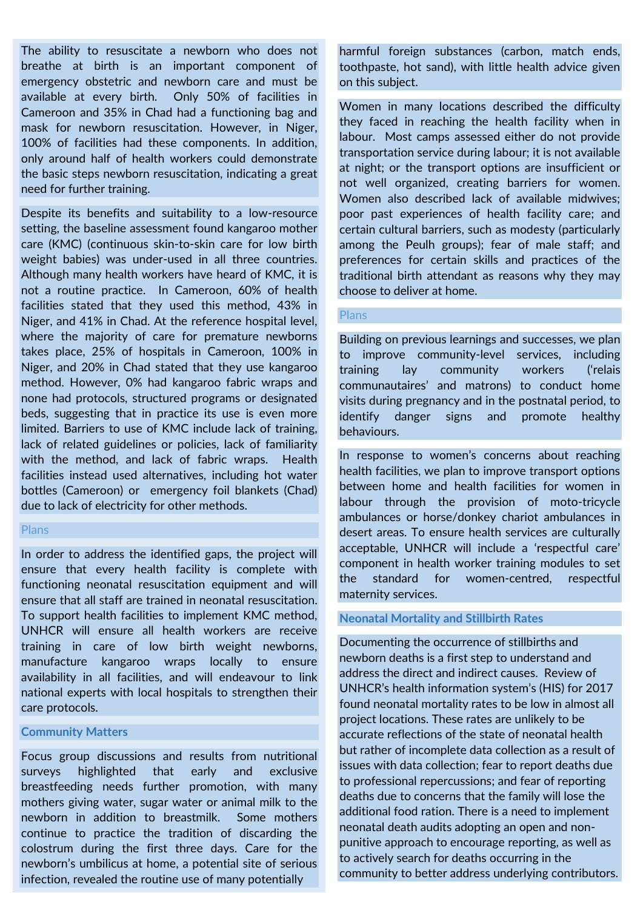The ability to resuscitate a newborn who does not breathe at birth is an important component of emergency obstetric and newborn care and must be available at every birth. Only 50% of facilities in Cameroon and 35% in Chad had a functioning bag and mask for newborn resuscitation. However, in Niger, 100% of facilities had these components. In addition, only around half of health workers could demonstrate the basic steps newborn resuscitation, indicating a great need for further training.

Despite its benefits and suitability to a low-resource setting, the baseline assessment found kangaroo mother care (KMC) (continuous skin-to-skin care for low birth weight babies) was under-used in all three countries. Although many health workers have heard of KMC, it is not a routine practice. In Cameroon, 60% of health facilities stated that they used this method, 43% in Niger, and 41% in Chad. At the reference hospital level, where the majority of care for premature newborns takes place, 25% of hospitals in Cameroon, 100% in Niger, and 20% in Chad stated that they use kangaroo method. However, 0% had kangaroo fabric wraps and none had protocols, structured programs or designated beds, suggesting that in practice its use is even more limited. Barriers to use of KMC include lack of training, lack of related guidelines or policies, lack of familiarity with the method, and lack of fabric wraps. Health facilities instead used alternatives, including hot water bottles (Cameroon) or emergency foil blankets (Chad) due to lack of electricity for other methods.

### Plans

In order to address the identified gaps, the project will ensure that every health facility is complete with functioning neonatal resuscitation equipment and will ensure that all staff are trained in neonatal resuscitation. To support health facilities to implement KMC method, UNHCR will ensure all health workers are receive training in care of low birth weight newborns, manufacture kangaroo wraps locally to ensure availability in all facilities, and will endeavour to link national experts with local hospitals to strengthen their care protocols.

## Community Matters

Focus group discussions and results from nutritional surveys highlighted that early and exclusive breastfeeding needs further promotion, with many mothers giving water, sugar water or animal milk to the newborn in addition to breastmilk. Some mothers continue to practice the tradition of discarding the colostrum during the first three days. Care for the newborn's umbilicus at home, a potential site of serious infection, revealed the routine use of many potentially harmful foreign substances (carbon, match ends, toothpaste, hot sand), with little health advice given on this subject.

Women in many locations described the difficulty they faced in reaching the health facility when in labour. Most camps assessed either do not provide transportation service during labour; it is not available at night; or the transport options are insufficient or not well organized, creating barriers for women. Women also described lack of available midwives; poor past experiences of health facility care; and certain cultural barriers, such as modesty (particularly among the Peulh groups); fear of male staff; and preferences for certain skills and practices of the traditional birth attendant as reasons why they may choose to deliver at home.

### Plans

Building on previous learnings and successes, we plan to improve community-level services, including training lay community workers ('relais communautaires' and matrons) to conduct home visits during pregnancy and in the postnatal period, to identify danger signs and promote healthy behaviours.

In response to women's concerns about reaching health facilities, we plan to improve transport options between home and health facilities for women in labour through the provision of moto-tricycle ambulances or horse/donkey chariot ambulances in desert areas. To ensure health services are culturally acceptable, UNHCR will include a 'respectful care' component in health worker training modules to set the standard for women-centred, respectful maternity services.

## Neonatal Mortality and Stillbirth Rates

Documenting the occurrence of stillbirths and newborn deaths is a first step to understand and address the direct and indirect causes. Review of UNHCR's health information system's (HIS) for 2017 found neonatal mortality rates to be low in almost all project locations. These rates are unlikely to be accurate reflections of the state of neonatal health but rather of incomplete data collection as a result of issues with data collection; fear to report deaths due to professional repercussions; and fear of reporting deaths due to concerns that the family will lose the additional food ration. There is a need to implement neonatal death audits adopting an open and non-punitive approach to encourage reporting, as well as to actively search for deaths occurring in the community to better address underlying contributors.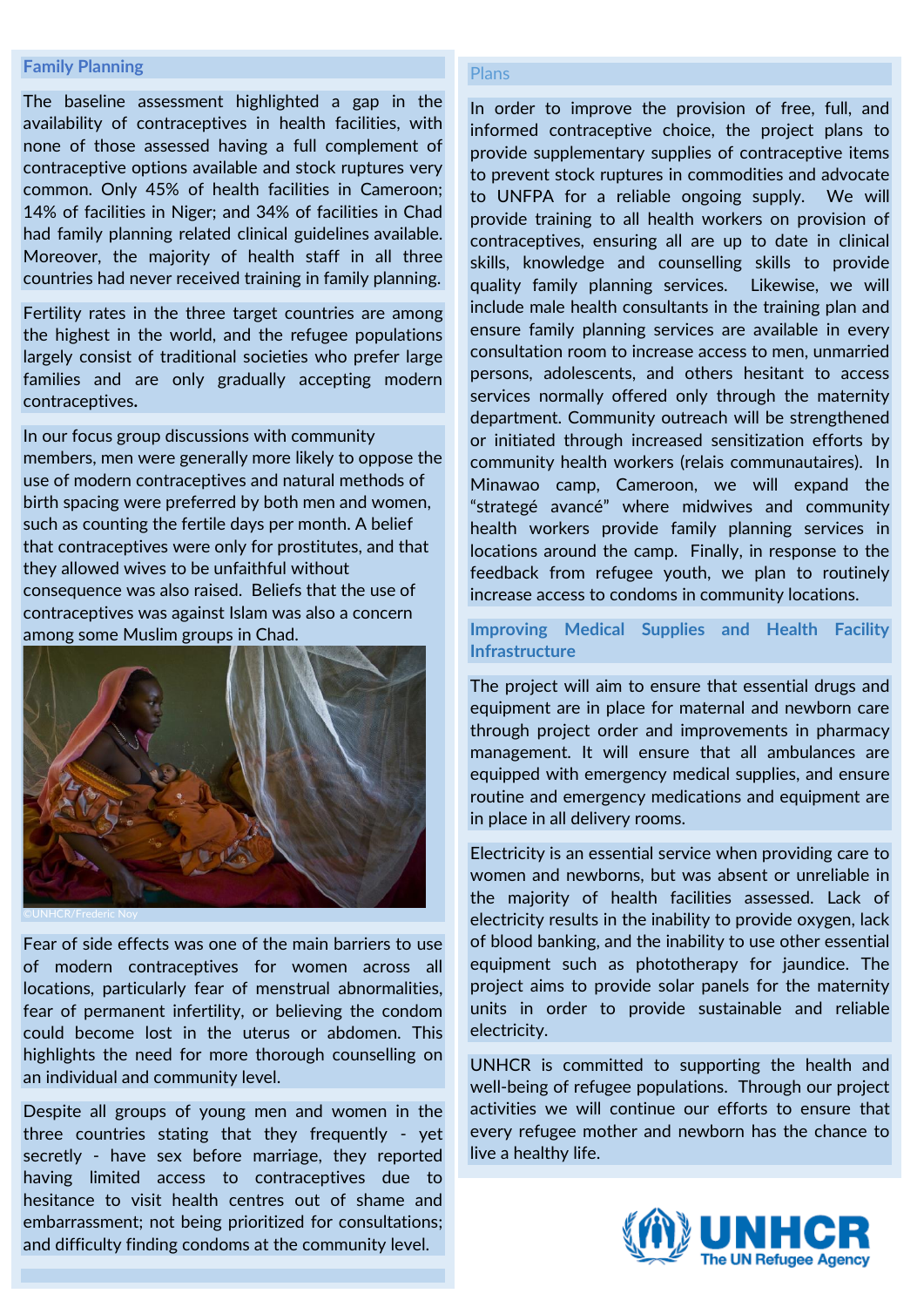## Family Planning

The baseline assessment highlighted a gap in the availability of contraceptives in health facilities, with none of those assessed having a full complement of contraceptive options available and stock ruptures very common. Only 45% of health facilities in Cameroon; 14% of facilities in Niger; and 34% of facilities in Chad had family planning related clinical guidelines available. Moreover, the majority of health staff in all three countries had never received training in family planning.

Fertility rates in the three target countries are among the highest in the world, and the refugee populations largely consist of traditional societies who prefer large families and are only gradually accepting modern contraceptives.

In our focus group discussions with community members, men were generally more likely to oppose the use of modern contraceptives and natural methods of birth spacing were preferred by both men and women, such as counting the fertile days per month. A belief that contraceptives were only for prostitutes, and that they allowed wives to be unfaithful without consequence was also raised. Beliefs that the use of contraceptives was against Islam was also a concern among some Muslim groups in Chad.

©UNHCR/Frederic Noy

Fear of side effects was one of the main barriers to use of modern contraceptives for women across all locations, particularly fear of menstrual abnormalities, fear of permanent infertility, or believing the condom could become lost in the uterus or abdomen. This highlights the need for more thorough counselling on an individual and community level.

Despite all groups of young men and women in the three countries stating that they frequently - yet secretly - have sex before marriage, they reported having limited access to contraceptives due to hesitance to visit health centres out of shame and embarrassment; not being prioritized for consultations; and difficulty finding condoms at the community level.

### Plans

In order to improve the provision of free, full, and informed contraceptive choice, the project plans to provide supplementary supplies of contraceptive items to prevent stock ruptures in commodities and advocate to UNFPA for a reliable ongoing supply. We will provide training to all health workers on provision of contraceptives, ensuring all are up to date in clinical skills, knowledge and counselling skills to provide quality family planning services. Likewise, we will include male health consultants in the training plan and ensure family planning services are available in every consultation room to increase access to men, unmarried persons, adolescents, and others hesitant to access services normally offered only through the maternity department. Community outreach will be strengthened or initiated through increased sensitization efforts by community health workers (relais communautaires). In Minawao camp, Cameroon, we will expand the "strategé avancé" where midwives and community health workers provide family planning services in locations around the camp. Finally, in response to the feedback from refugee youth, we plan to routinely increase access to condoms in community locations.

## Improving Medical Supplies and Health Facility Infrastructure

The project will aim to ensure that essential drugs and equipment are in place for maternal and newborn care through project order and improvements in pharmacy management. It will ensure that all ambulances are equipped with emergency medical supplies, and ensure routine and emergency medications and equipment are in place in all delivery rooms.

Electricity is an essential service when providing care to women and newborns, but was absent or unreliable in the majority of health facilities assessed. Lack of electricity results in the inability to provide oxygen, lack of blood banking, and the inability to use other essential equipment such as phototherapy for jaundice. The project aims to provide solar panels for the maternity units in order to provide sustainable and reliable electricity.

UNHCR is committed to supporting the health and well-being of refugee populations. Through our project activities we will continue our efforts to ensure that every refugee mother and newborn has the chance to live a healthy life.

UNHCR
The UN Refugee Agency